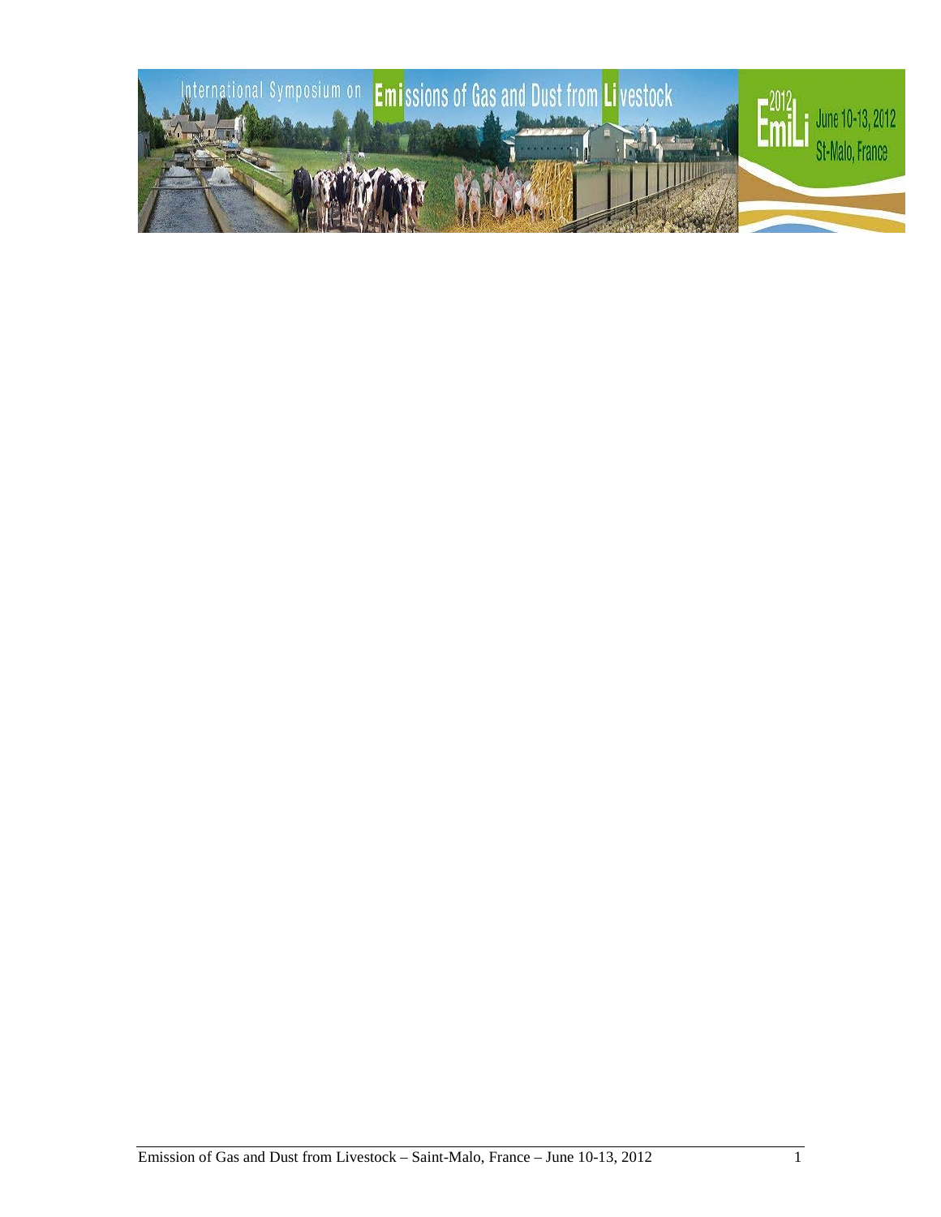# International Symposium on Emissions of Gas and Dust from Livestock

**EmiLi 2012**

June 10-13, 2012

St-Malo, France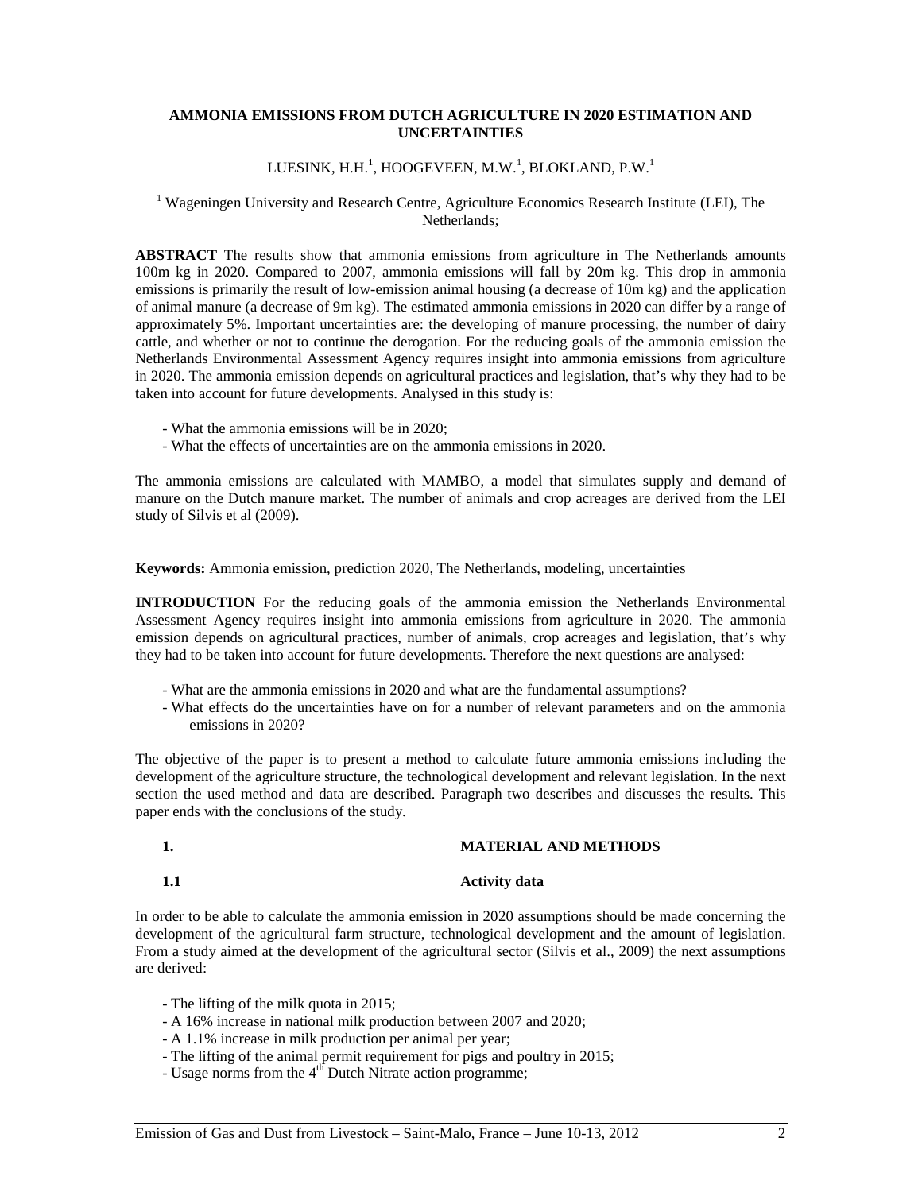**AMMONIA EMISSIONS FROM DUTCH AGRICULTURE IN 2020 ESTIMATION AND UNCERTAINTIES**

LUESINK, H.H.[1], HOOGEVEEN, M.W.[1], BLOKLAND, P.W.[1]

[1] Wageningen University and Research Centre, Agriculture Economics Research Institute (LEI), The Netherlands;

**ABSTRACT** The results show that ammonia emissions from agriculture in The Netherlands amounts 100m kg in 2020. Compared to 2007, ammonia emissions will fall by 20m kg. This drop in ammonia emissions is primarily the result of low-emission animal housing (a decrease of 10m kg) and the application of animal manure (a decrease of 9m kg). The estimated ammonia emissions in 2020 can differ by a range of approximately 5%. Important uncertainties are: the developing of manure processing, the number of dairy cattle, and whether or not to continue the derogation. For the reducing goals of the ammonia emission the Netherlands Environmental Assessment Agency requires insight into ammonia emissions from agriculture in 2020. The ammonia emission depends on agricultural practices and legislation, that's why they had to be taken into account for future developments. Analysed in this study is:

- What the ammonia emissions will be in 2020;
- What the effects of uncertainties are on the ammonia emissions in 2020.

The ammonia emissions are calculated with MAMBO, a model that simulates supply and demand of manure on the Dutch manure market. The number of animals and crop acreages are derived from the LEI study of Silvis et al (2009).

**Keywords:** Ammonia emission, prediction 2020, The Netherlands, modeling, uncertainties

**INTRODUCTION** For the reducing goals of the ammonia emission the Netherlands Environmental Assessment Agency requires insight into ammonia emissions from agriculture in 2020. The ammonia emission depends on agricultural practices, number of animals, crop acreages and legislation, that's why they had to be taken into account for future developments. Therefore the next questions are analysed:

- What are the ammonia emissions in 2020 and what are the fundamental assumptions?
- What effects do the uncertainties have on for a number of relevant parameters and on the ammonia emissions in 2020?

The objective of the paper is to present a method to calculate future ammonia emissions including the development of the agriculture structure, the technological development and relevant legislation. In the next section the used method and data are described. Paragraph two describes and discusses the results. This paper ends with the conclusions of the study.

## 1. MATERIAL AND METHODS

### 1.1 Activity data

In order to be able to calculate the ammonia emission in 2020 assumptions should be made concerning the development of the agricultural farm structure, technological development and the amount of legislation. From a study aimed at the development of the agricultural sector (Silvis et al., 2009) the next assumptions are derived:

- The lifting of the milk quota in 2015;
- A 16% increase in national milk production between 2007 and 2020;
- A 1.1% increase in milk production per animal per year;
- The lifting of the animal permit requirement for pigs and poultry in 2015;
- Usage norms from the 4$^{th}$ Dutch Nitrate action programme;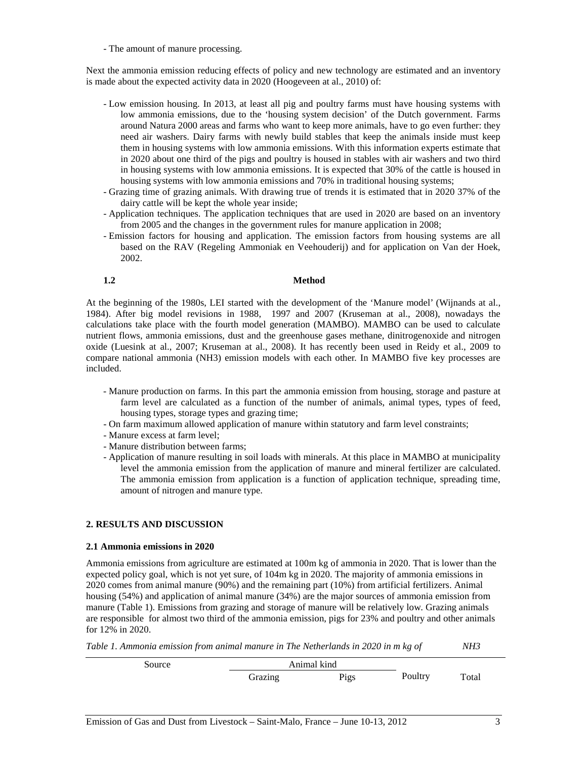- The amount of manure processing.

Next the ammonia emission reducing effects of policy and new technology are estimated and an inventory is made about the expected activity data in 2020 (Hoogeveen at al., 2010) of:

- Low emission housing. In 2013, at least all pig and poultry farms must have housing systems with low ammonia emissions, due to the 'housing system decision' of the Dutch government. Farms around Natura 2000 areas and farms who want to keep more animals, have to go even further: they need air washers. Dairy farms with newly build stables that keep the animals inside must keep them in housing systems with low ammonia emissions. With this information experts estimate that in 2020 about one third of the pigs and poultry is housed in stables with air washers and two third in housing systems with low ammonia emissions. It is expected that 30% of the cattle is housed in housing systems with low ammonia emissions and 70% in traditional housing systems;
- Grazing time of grazing animals. With drawing true of trends it is estimated that in 2020 37% of the dairy cattle will be kept the whole year inside;
- Application techniques. The application techniques that are used in 2020 are based on an inventory from 2005 and the changes in the government rules for manure application in 2008;
- Emission factors for housing and application. The emission factors from housing systems are all based on the RAV (Regeling Ammoniak en Veehouderij) and for application on Van der Hoek, 2002.

### 1.2 Method

At the beginning of the 1980s, LEI started with the development of the 'Manure model' (Wijnands at al., 1984). After big model revisions in 1988, 1997 and 2007 (Kruseman at al., 2008), nowadays the calculations take place with the fourth model generation (MAMBO). MAMBO can be used to calculate nutrient flows, ammonia emissions, dust and the greenhouse gases methane, dinitrogenoxide and nitrogen oxide (Luesink at al., 2007; Kruseman at al., 2008). It has recently been used in Reidy et al., 2009 to compare national ammonia (NH3) emission models with each other. In MAMBO five key processes are included.

- Manure production on farms. In this part the ammonia emission from housing, storage and pasture at farm level are calculated as a function of the number of animals, animal types, types of feed, housing types, storage types and grazing time;
- On farm maximum allowed application of manure within statutory and farm level constraints;
- Manure excess at farm level;
- Manure distribution between farms;
- Application of manure resulting in soil loads with minerals. At this place in MAMBO at municipality level the ammonia emission from the application of manure and mineral fertilizer are calculated. The ammonia emission from application is a function of application technique, spreading time, amount of nitrogen and manure type.

## 2. RESULTS AND DISCUSSION

### 2.1 Ammonia emissions in 2020

Ammonia emissions from agriculture are estimated at 100m kg of ammonia in 2020. That is lower than the expected policy goal, which is not yet sure, of 104m kg in 2020. The majority of ammonia emissions in 2020 comes from animal manure (90%) and the remaining part (10%) from artificial fertilizers. Animal housing (54%) and application of animal manure (34%) are the major sources of ammonia emission from manure (Table 1). Emissions from grazing and storage of manure will be relatively low. Grazing animals are responsible for almost two third of the ammonia emission, pigs for 23% and poultry and other animals for 12% in 2020.

*Table 1. Ammonia emission from animal manure in The Netherlands in 2020 in m kg of NH3*

| Source | Animal kind | | | |
|---|---|---|---|---|
| | Grazing | Pigs | Poultry | Total |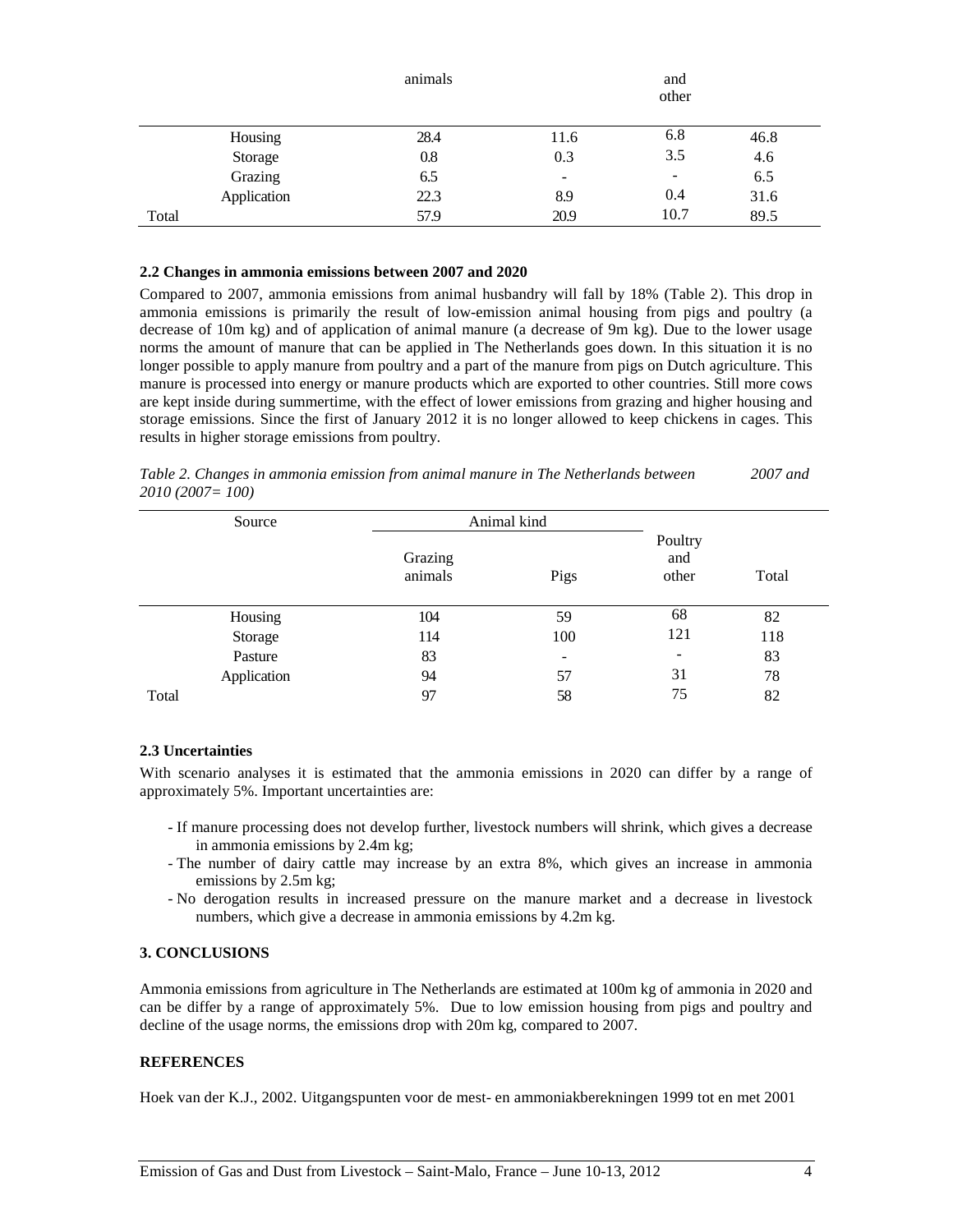| | animals | | and other | |
|---|---|---|---|---|
| Housing | 28.4 | 11.6 | 6.8 | 46.8 |
| Storage | 0.8 | 0.3 | 3.5 | 4.6 |
| Grazing | 6.5 | - | - | 6.5 |
| Application | 22.3 | 8.9 | 0.4 | 31.6 |
| Total | 57.9 | 20.9 | 10.7 | 89.5 |

### 2.2 Changes in ammonia emissions between 2007 and 2020

Compared to 2007, ammonia emissions from animal husbandry will fall by 18% (Table 2). This drop in ammonia emissions is primarily the result of low-emission animal housing from pigs and poultry (a decrease of 10m kg) and of application of animal manure (a decrease of 9m kg). Due to the lower usage norms the amount of manure that can be applied in The Netherlands goes down. In this situation it is no longer possible to apply manure from poultry and a part of the manure from pigs on Dutch agriculture. This manure is processed into energy or manure products which are exported to other countries. Still more cows are kept inside during summertime, with the effect of lower emissions from grazing and higher housing and storage emissions. Since the first of January 2012 it is no longer allowed to keep chickens in cages. This results in higher storage emissions from poultry.

*Table 2. Changes in ammonia emission from animal manure in The Netherlands between 2007 and 2010 (2007= 100)*

| Source | Animal kind | | | |
|---|---|---|---|---|
| | Grazing animals | Pigs | Poultry and other | Total |
| Housing | 104 | 59 | 68 | 82 |
| Storage | 114 | 100 | 121 | 118 |
| Pasture | 83 | - | - | 83 |
| Application | 94 | 57 | 31 | 78 |
| Total | 97 | 58 | 75 | 82 |

### 2.3 Uncertainties

With scenario analyses it is estimated that the ammonia emissions in 2020 can differ by a range of approximately 5%. Important uncertainties are:

- If manure processing does not develop further, livestock numbers will shrink, which gives a decrease in ammonia emissions by 2.4m kg;
- The number of dairy cattle may increase by an extra 8%, which gives an increase in ammonia emissions by 2.5m kg;
- No derogation results in increased pressure on the manure market and a decrease in livestock numbers, which give a decrease in ammonia emissions by 4.2m kg.

## 3. CONCLUSIONS

Ammonia emissions from agriculture in The Netherlands are estimated at 100m kg of ammonia in 2020 and can be differ by a range of approximately 5%. Due to low emission housing from pigs and poultry and decline of the usage norms, the emissions drop with 20m kg, compared to 2007.

## REFERENCES

Hoek van der K.J., 2002. Uitgangspunten voor de mest- en ammoniakberekningen 1999 tot en met 2001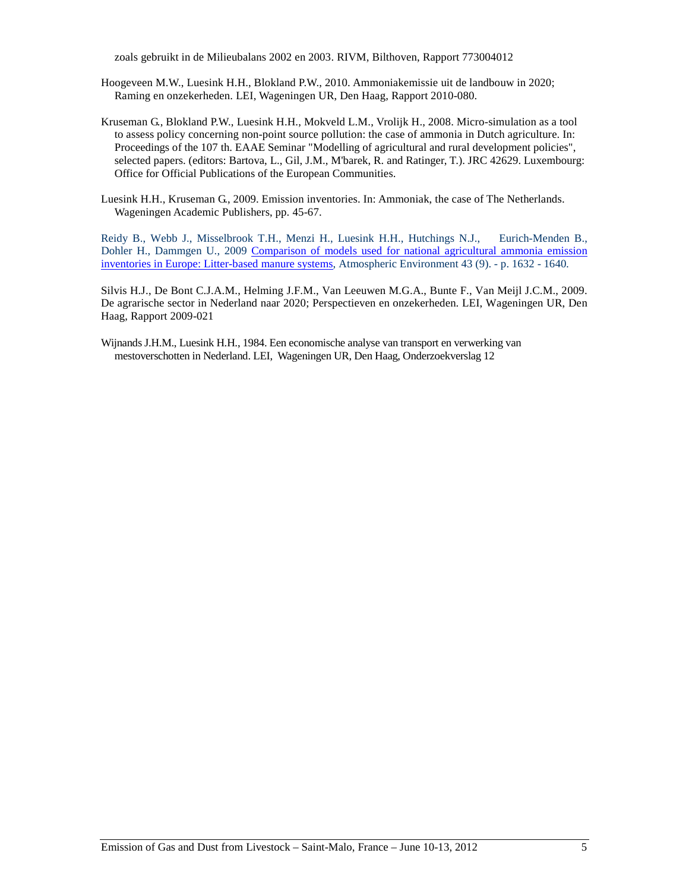zoals gebruikt in de Milieubalans 2002 en 2003. RIVM, Bilthoven, Rapport 773004012

Hoogeveen M.W., Luesink H.H., Blokland P.W., 2010. Ammoniakemissie uit de landbouw in 2020; Raming en onzekerheden. LEI, Wageningen UR, Den Haag, Rapport 2010-080.

Kruseman G., Blokland P.W., Luesink H.H., Mokveld L.M., Vrolijk H., 2008. Micro-simulation as a tool to assess policy concerning non-point source pollution: the case of ammonia in Dutch agriculture. In: Proceedings of the 107 th. EAAE Seminar "Modelling of agricultural and rural development policies", selected papers. (editors: Bartova, L., Gil, J.M., M'barek, R. and Ratinger, T.). JRC 42629. Luxembourg: Office for Official Publications of the European Communities.

Luesink H.H., Kruseman G., 2009. Emission inventories. In: Ammoniak, the case of The Netherlands. Wageningen Academic Publishers, pp. 45-67.

Reidy B., Webb J., Misselbrook T.H., Menzi H., Luesink H.H., Hutchings N.J., Eurich-Menden B., Dohler H., Dammgen U., 2009 Comparison of models used for national agricultural ammonia emission inventories in Europe: Litter-based manure systems, Atmospheric Environment 43 (9). - p. 1632 - 1640.

Silvis H.J., De Bont C.J.A.M., Helming J.F.M., Van Leeuwen M.G.A., Bunte F., Van Meijl J.C.M., 2009. De agrarische sector in Nederland naar 2020; Perspectieven en onzekerheden. LEI, Wageningen UR, Den Haag, Rapport 2009-021

Wijnands J.H.M., Luesink H.H., 1984. Een economische analyse van transport en verwerking van mestoverschotten in Nederland. LEI, Wageningen UR, Den Haag, Onderzoekverslag 12